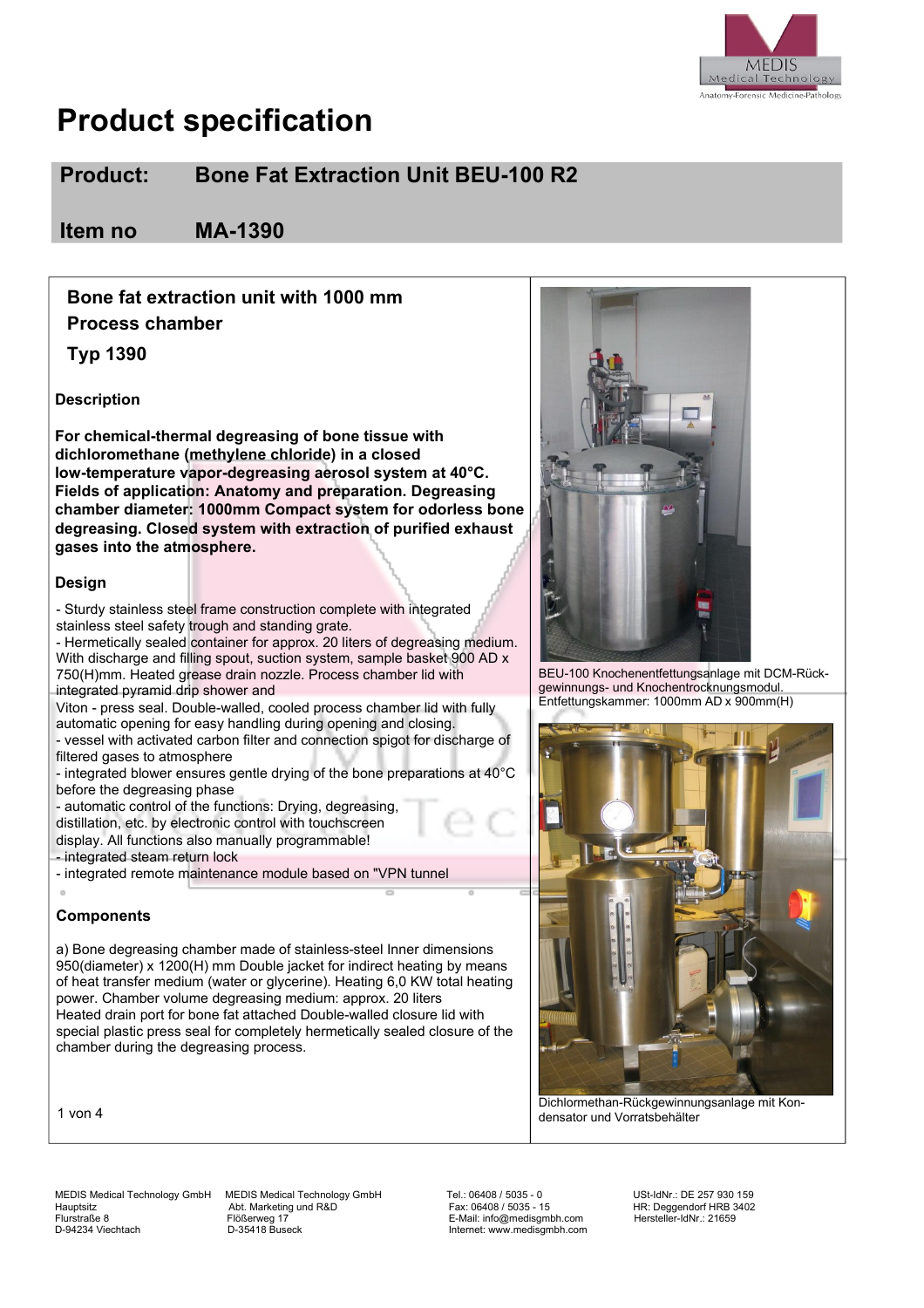# Product specification

## Product: Bone Fat Extraction Unit BEU-100 R2

## Item no MA-1390

**Bone fat extraction unit with 1000 mm Process chamber**

**Typ 1390**

### Description

**For chemical-thermal degreasing of bone tissue with dichloromethane (methylene chloride) in a closed low-temperature vapor-degreasing aerosol system at 40°C. Fields of application: Anatomy and preparation. Degreasing chamber diameter: 1000mm Compact system for odorless bone degreasing. Closed system with extraction of purified exhaust gases into the atmosphere.**

### Design

- Sturdy stainless steel frame construction complete with integrated stainless steel safety trough and standing grate.
- Hermetically sealed container for approx. 20 liters of degreasing medium. With discharge and filling spout, suction system, sample basket 900 AD x 750(H)mm. Heated grease drain nozzle. Process chamber lid with integrated pyramid drip shower and Viton - press seal. Double-walled, cooled process chamber lid with fully automatic opening for easy handling during opening and closing.
- vessel with activated carbon filter and connection spigot for discharge of filtered gases to atmosphere
- integrated blower ensures gentle drying of the bone preparations at 40°C before the degreasing phase
- automatic control of the functions: Drying, degreasing, distillation, etc. by electronic control with touchscreen display. All functions also manually programmable!
- integrated steam return lock
- integrated remote maintenance module based on "VPN tunnel

### Components

a) Bone degreasing chamber made of stainless-steel Inner dimensions 950(diameter) x 1200(H) mm Double jacket for indirect heating by means of heat transfer medium (water or glycerine). Heating 6,0 KW total heating power. Chamber volume degreasing medium: approx. 20 liters
Heated drain port for bone fat attached Double-walled closure lid with special plastic press seal for completely hermetically sealed closure of the chamber during the degreasing process.

BEU-100 Knochenentfettungsanlage mit DCM-Rückgewinnungs- und Knochentrocknungsmodul. Entfettungskammer: 1000mm AD x 900mm(H)

Dichlormethan-Rückgewinnungsanlage mit Kondensator und Vorratsbehälter

MEDIS Medical Technology GmbH
Hauptsitz
Flurstraße 8
D-94234 Viechtach

MEDIS Medical Technology GmbH
Abt. Marketing und R&D
Flößerweg 17
D-35418 Buseck

Tel.: 06408 / 5035 - 0
Fax: 06408 / 5035 - 15
E-Mail: info@medisgmbh.com
Internet: www.medisgmbh.com

USt-IdNr.: DE 257 930 159
HR: Deggendorf HRB 3402
Hersteller-IdNr.: 21659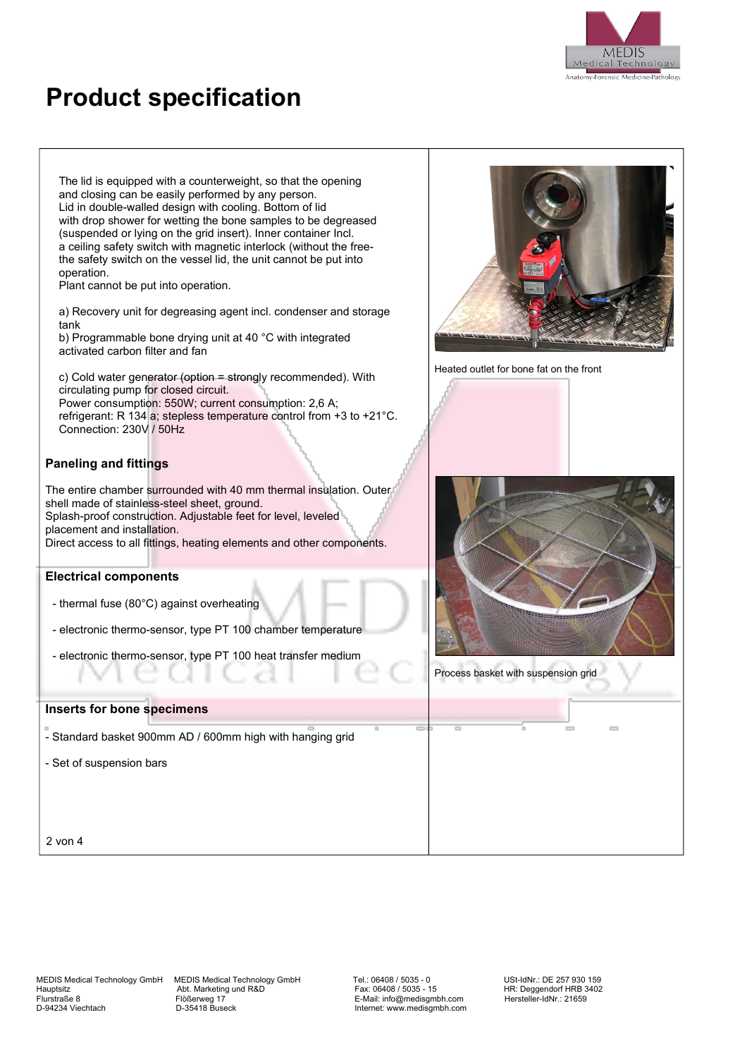# Product specification

The lid is equipped with a counterweight, so that the opening and closing can be easily performed by any person.
Lid in double-walled design with cooling. Bottom of lid with drop shower for wetting the bone samples to be degreased (suspended or lying on the grid insert). Inner container Incl.
a ceiling safety switch with magnetic interlock (without the free-the safety switch on the vessel lid, the unit cannot be put into operation.
Plant cannot be put into operation.

a) Recovery unit for degreasing agent incl. condenser and storage tank
b) Programmable bone drying unit at 40 °C with integrated activated carbon filter and fan

c) Cold water generator (option = strongly recommended). With circulating pump for closed circuit.
Power consumption: 550W; current consumption: 2,6 A;
refrigerant: R 134 a; stepless temperature control from +3 to +21°C.
Connection: 230V / 50Hz

## Paneling and fittings

The entire chamber surrounded with 40 mm thermal insulation. Outer shell made of stainless-steel sheet, ground.
Splash-proof construction. Adjustable feet for level, leveled placement and installation.
Direct access to all fittings, heating elements and other components.

## Electrical components

- thermal fuse (80°C) against overheating
- electronic thermo-sensor, type PT 100 chamber temperature
- electronic thermo-sensor, type PT 100 heat transfer medium

## Inserts for bone specimens

- Standard basket 900mm AD / 600mm high with hanging grid
- Set of suspension bars

Heated outlet for bone fat on the front

Process basket with suspension grid

MEDIS Medical Technology GmbH Hauptsitz
Flurstraße 8
D-94234 Viechtach

MEDIS Medical Technology GmbH
Abt. Marketing und R&D
Flößerweg 17
D-35418 Buseck

Tel.: 06408 / 5035 - 0
Fax: 06408 / 5035 - 15
E-Mail: info@medisgmbh.com
Internet: www.medisgmbh.com

USt-IdNr.: DE 257 930 159
HR: Deggendorf HRB 3402
Hersteller-IdNr.: 21659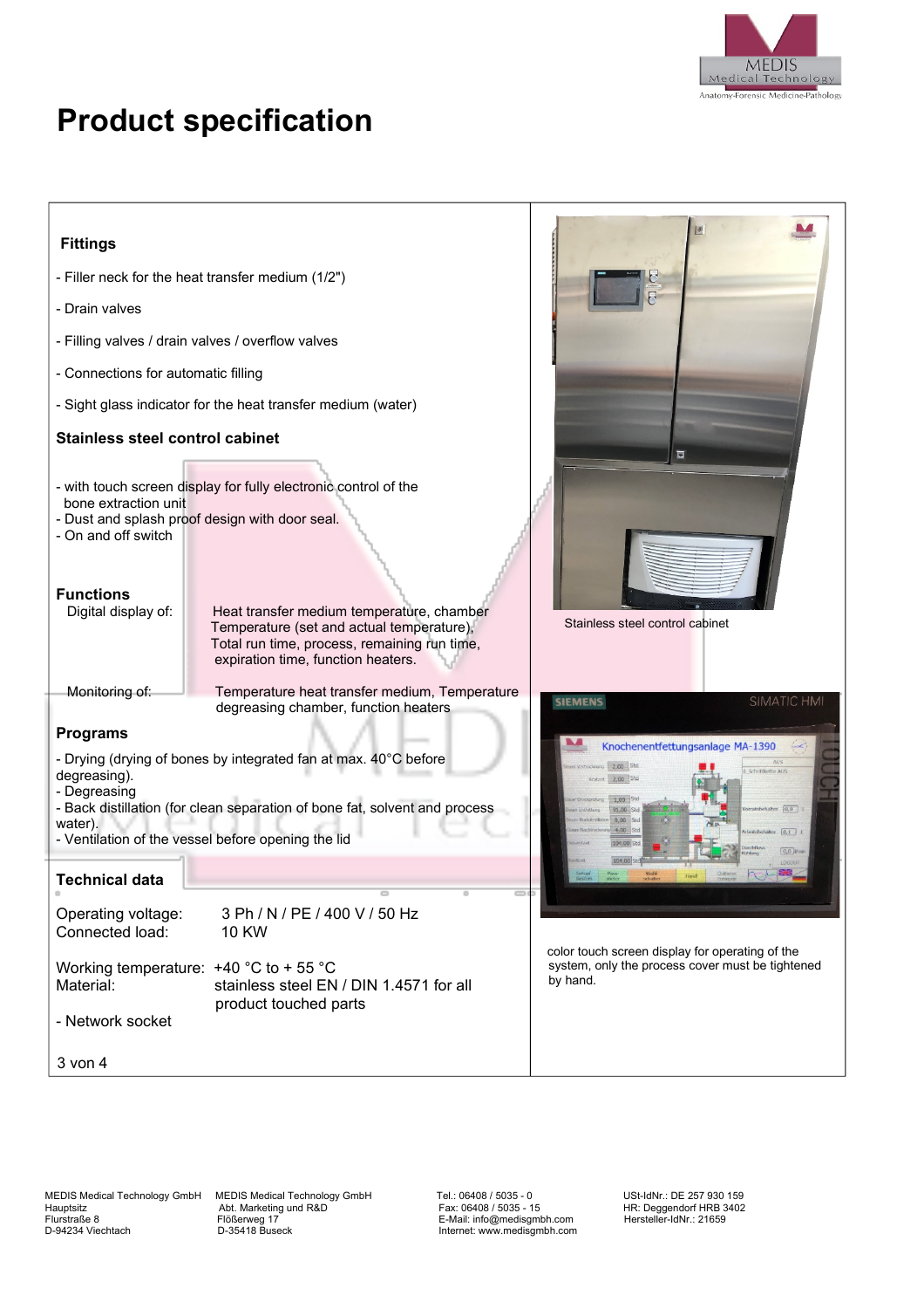# Product specification

## Fittings

- Filler neck for the heat transfer medium (1/2")
- Drain valves
- Filling valves / drain valves / overflow valves
- Connections for automatic filling
- Sight glass indicator for the heat transfer medium (water)

## Stainless steel control cabinet

- with touch screen display for fully electronic control of the bone extraction unit
- Dust and splash proof design with door seal.
- On and off switch

## Functions

| | |
|---|---|
| Digital display of: | Heat transfer medium temperature, chamber Temperature (set and actual temperature), Total run time, process, remaining run time, expiration time, function heaters. |
| Monitoring of: | Temperature heat transfer medium, Temperature degreasing chamber, function heaters |

## Programs

- Drying (drying of bones by integrated fan at max. 40°C before degreasing).
- Degreasing
- Back distillation (for clean separation of bone fat, solvent and process water).
- Ventilation of the vessel before opening the lid

## Technical data

| | |
|---|---|
| Operating voltage: | 3 Ph / N / PE / 400 V / 50 Hz |
| Connected load: | 10 KW |
| Working temperature: | +40 °C to + 55 °C |
| Material: | stainless steel EN / DIN 1.4571 for all product touched parts |

- Network socket

Stainless steel control cabinet

color touch screen display for operating of the system, only the process cover must be tightened by hand.

MEDIS Medical Technology GmbH
Hauptsitz
Flurstraße 8
D-94234 Viechtach

MEDIS Medical Technology GmbH
Abt. Marketing und R&D
Flößerweg 17
D-35418 Buseck

Tel.: 06408 / 5035 - 0
Fax: 06408 / 5035 - 15
E-Mail: info@medisgmbh.com
Internet: www.medisgmbh.com

USt-IdNr.: DE 257 930 159
HR: Deggendorf HRB 3402
Hersteller-IdNr.: 21659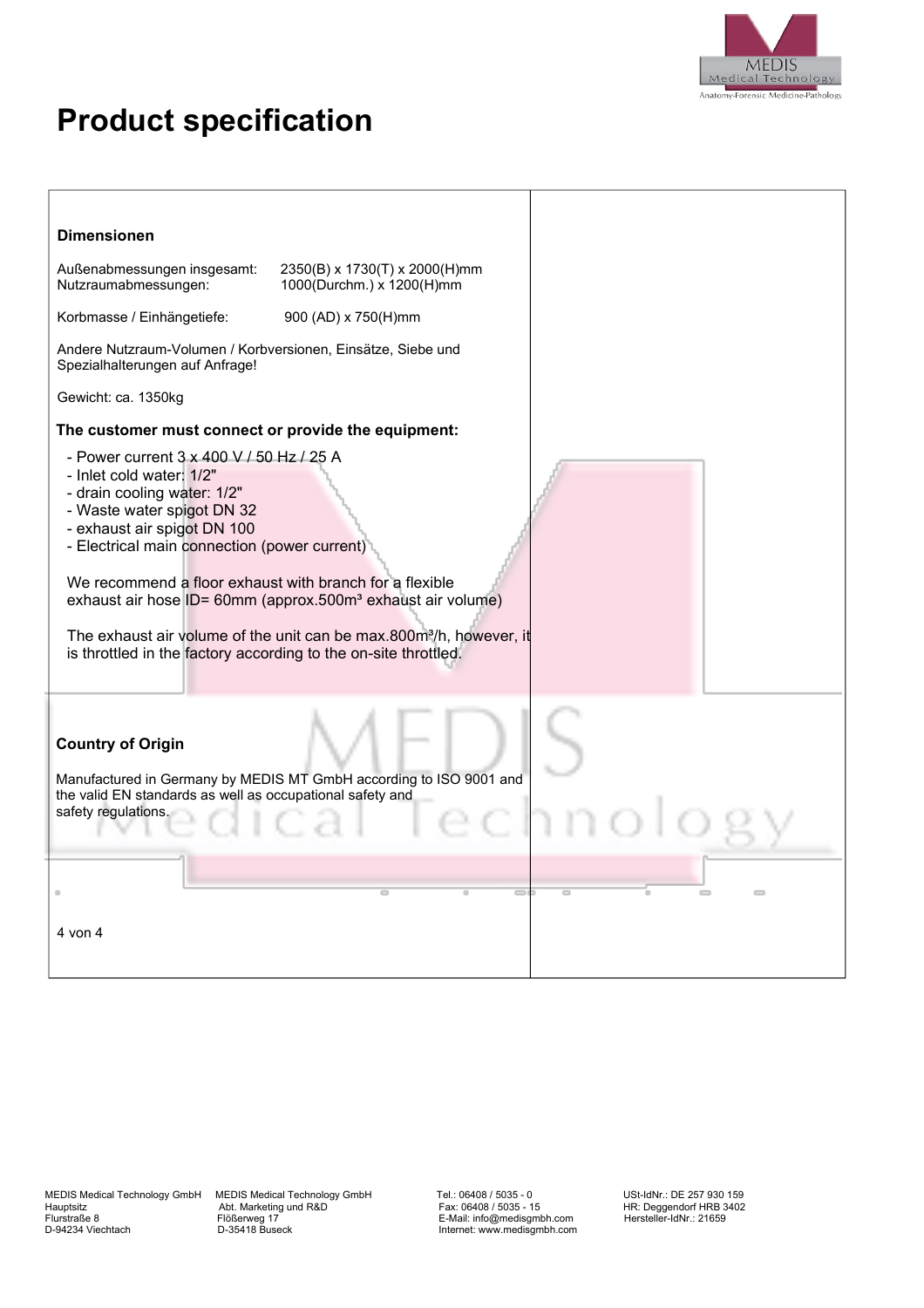# Product specification

### Dimensionen

Außenabmessungen insgesamt: 2350(B) x 1730(T) x 2000(H)mm
Nutzraumabmessungen: 1000(Durchm.) x 1200(H)mm

Korbmasse / Einhängetiefe: 900 (AD) x 750(H)mm

Andere Nutzraum-Volumen / Korbversionen, Einsätze, Siebe und Spezialhalterungen auf Anfrage!

Gewicht: ca. 1350kg

### The customer must connect or provide the equipment:

- Power current 3 x 400 V / 50 Hz / 25 A
- Inlet cold water: 1/2"
- drain cooling water: 1/2"
- Waste water spigot DN 32
- exhaust air spigot DN 100
- Electrical main connection (power current)

We recommend a floor exhaust with branch for a flexible exhaust air hose ID= 60mm (approx.500m³ exhaust air volume)

The exhaust air volume of the unit can be max.800m³/h, however, it is throttled in the factory according to the on-site throttled.

### Country of Origin

Manufactured in Germany by MEDIS MT GmbH according to ISO 9001 and the valid EN standards as well as occupational safety and safety regulations.